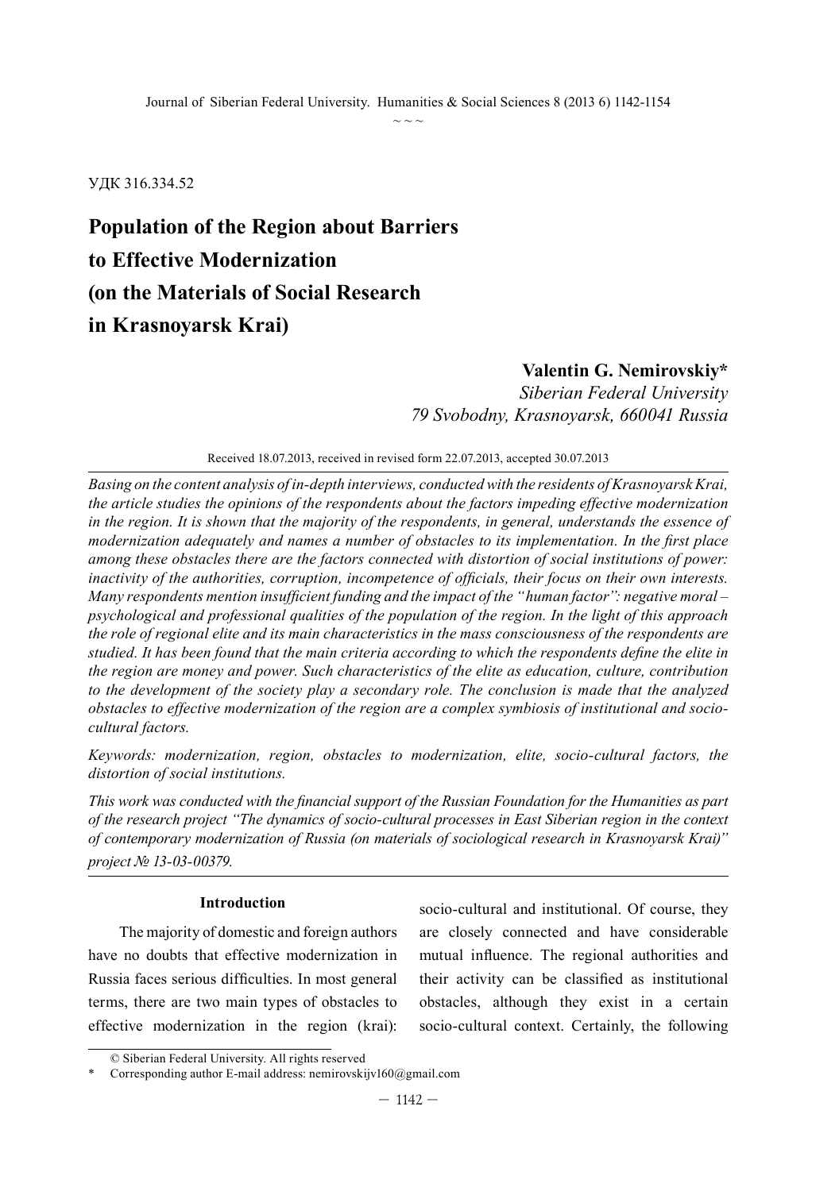УДК 316.334.52

# Population of the Region about Barriers to Effective Modernization (on the Materials of Social Research in Krasnoyarsk Krai)

**Valentin G. Nemirovskiy***
*Siberian Federal University*
*79 Svobodny, Krasnoyarsk, 660041 Russia*

Received 18.07.2013, received in revised form 22.07.2013, accepted 30.07.2013

*Basing on the content analysis of in-depth interviews, conducted with the residents of Krasnoyarsk Krai, the article studies the opinions of the respondents about the factors impeding effective modernization in the region. It is shown that the majority of the respondents, in general, understands the essence of modernization adequately and names a number of obstacles to its implementation. In the first place among these obstacles there are the factors connected with distortion of social institutions of power: inactivity of the authorities, corruption, incompetence of officials, their focus on their own interests. Many respondents mention insufficient funding and the impact of the "human factor": negative moral – psychological and professional qualities of the population of the region. In the light of this approach the role of regional elite and its main characteristics in the mass consciousness of the respondents are studied. It has been found that the main criteria according to which the respondents define the elite in the region are money and power. Such characteristics of the elite as education, culture, contribution to the development of the society play a secondary role. The conclusion is made that the analyzed obstacles to effective modernization of the region are a complex symbiosis of institutional and socio-cultural factors.*

*Keywords: modernization, region, obstacles to modernization, elite, socio-cultural factors, the distortion of social institutions.*

*This work was conducted with the financial support of the Russian Foundation for the Humanities as part of the research project "The dynamics of socio-cultural processes in East Siberian region in the context of contemporary modernization of Russia (on materials of sociological research in Krasnoyarsk Krai)" project № 13-03-00379.*

## Introduction

The majority of domestic and foreign authors have no doubts that effective modernization in Russia faces serious difficulties. In most general terms, there are two main types of obstacles to effective modernization in the region (krai): socio-cultural and institutional. Of course, they are closely connected and have considerable mutual influence. The regional authorities and their activity can be classified as institutional obstacles, although they exist in a certain socio-cultural context. Certainly, the following

© Siberian Federal University. All rights reserved

\* Corresponding author E-mail address: nemirovskijv160@gmail.com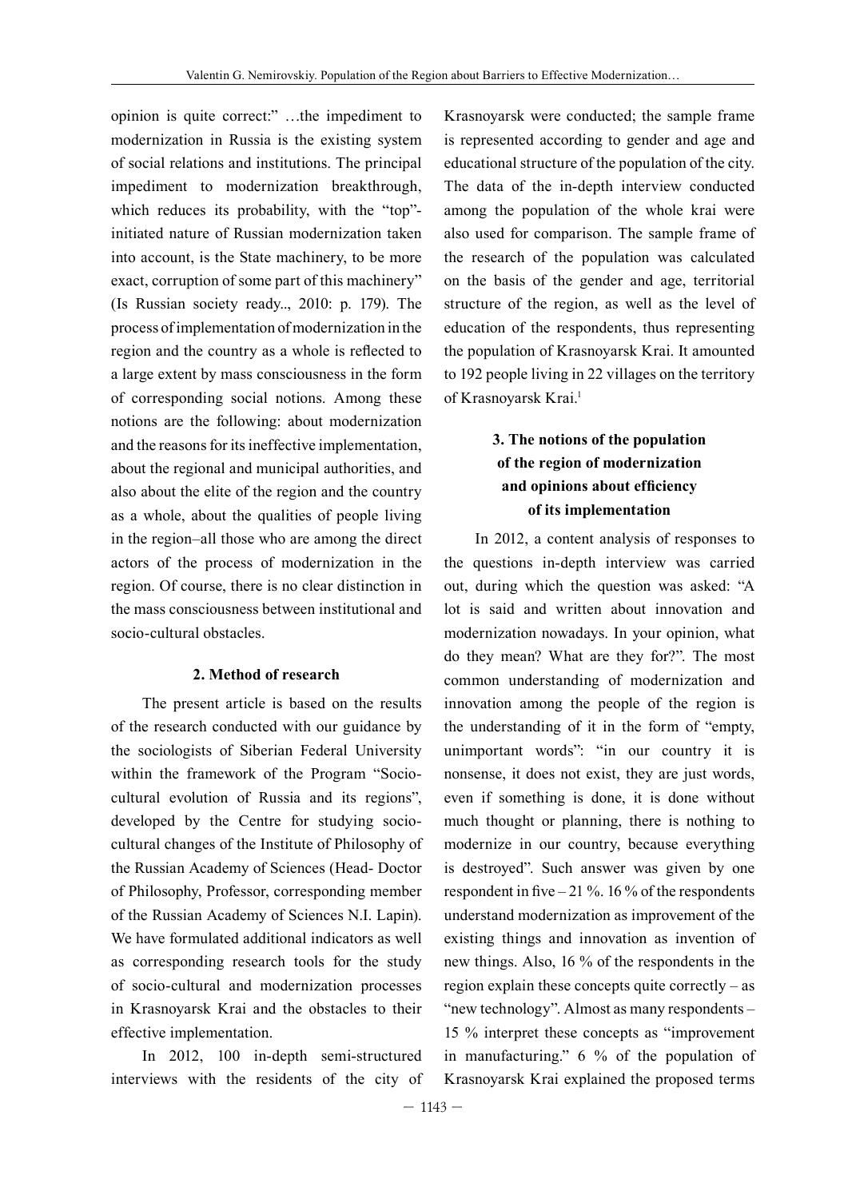opinion is quite correct:" …the impediment to modernization in Russia is the existing system of social relations and institutions. The principal impediment to modernization breakthrough, which reduces its probability, with the "top"-initiated nature of Russian modernization taken into account, is the State machinery, to be more exact, corruption of some part of this machinery" (Is Russian society ready.., 2010: p. 179). The process of implementation of modernization in the region and the country as a whole is reflected to a large extent by mass consciousness in the form of corresponding social notions. Among these notions are the following: about modernization and the reasons for its ineffective implementation, about the regional and municipal authorities, and also about the elite of the region and the country as a whole, about the qualities of people living in the region–all those who are among the direct actors of the process of modernization in the region. Of course, there is no clear distinction in the mass consciousness between institutional and socio-cultural obstacles.

## 2. Method of research

The present article is based on the results of the research conducted with our guidance by the sociologists of Siberian Federal University within the framework of the Program "Socio-cultural evolution of Russia and its regions", developed by the Centre for studying socio-cultural changes of the Institute of Philosophy of the Russian Academy of Sciences (Head- Doctor of Philosophy, Professor, corresponding member of the Russian Academy of Sciences N.I. Lapin). We have formulated additional indicators as well as corresponding research tools for the study of socio-cultural and modernization processes in Krasnoyarsk Krai and the obstacles to their effective implementation.

In 2012, 100 in-depth semi-structured interviews with the residents of the city of Krasnoyarsk were conducted; the sample frame is represented according to gender and age and educational structure of the population of the city. The data of the in-depth interview conducted among the population of the whole krai were also used for comparison. The sample frame of the research of the population was calculated on the basis of the gender and age, territorial structure of the region, as well as the level of education of the respondents, thus representing the population of Krasnoyarsk Krai. It amounted to 192 people living in 22 villages on the territory of Krasnoyarsk Krai.[1]

## 3. The notions of the population of the region of modernization and opinions about efficiency of its implementation

In 2012, a content analysis of responses to the questions in-depth interview was carried out, during which the question was asked: "A lot is said and written about innovation and modernization nowadays. In your opinion, what do they mean? What are they for?". The most common understanding of modernization and innovation among the people of the region is the understanding of it in the form of "empty, unimportant words": "in our country it is nonsense, it does not exist, they are just words, even if something is done, it is done without much thought or planning, there is nothing to modernize in our country, because everything is destroyed". Such answer was given by one respondent in five – 21 %. 16 % of the respondents understand modernization as improvement of the existing things and innovation as invention of new things. Also, 16 % of the respondents in the region explain these concepts quite correctly – as "new technology". Almost as many respondents – 15 % interpret these concepts as "improvement in manufacturing." 6 % of the population of Krasnoyarsk Krai explained the proposed terms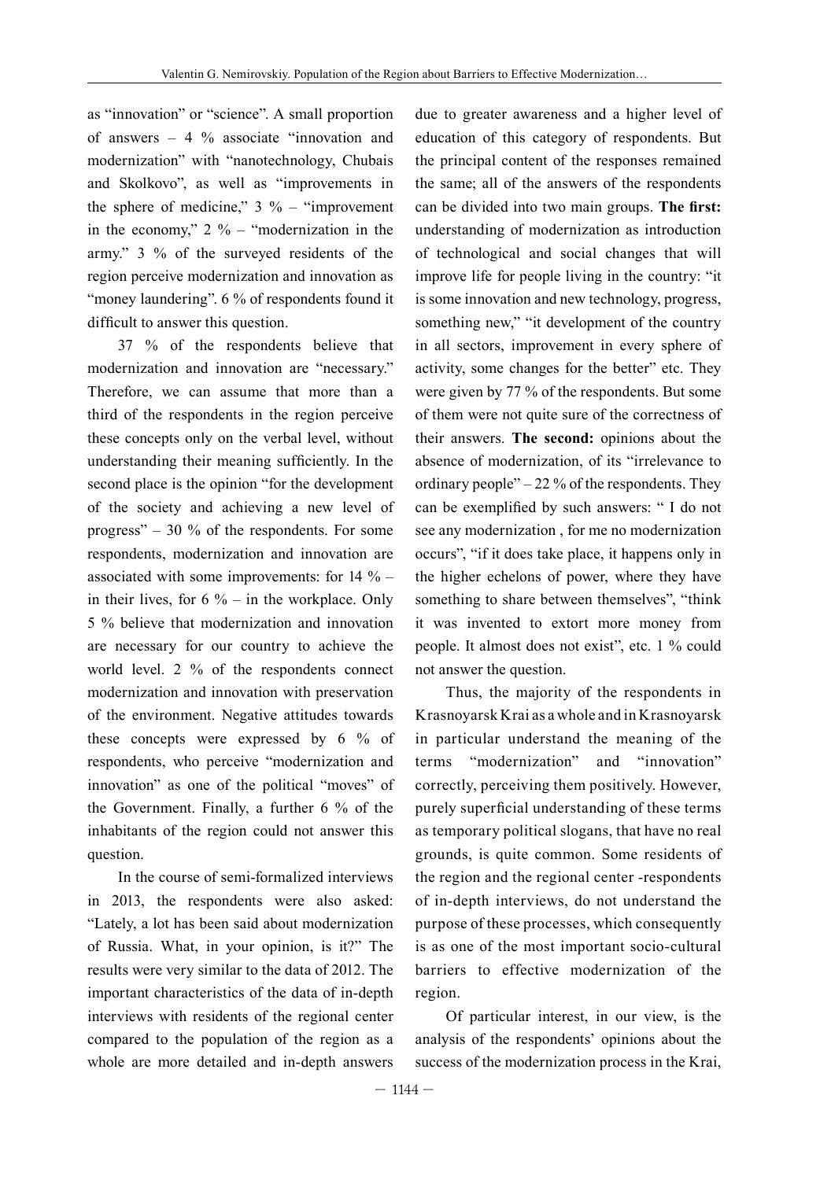as "innovation" or "science". A small proportion of answers – 4 % associate "innovation and modernization" with "nanotechnology, Chubais and Skolkovo", as well as "improvements in the sphere of medicine," 3 % – "improvement in the economy," 2 % – "modernization in the army." 3 % of the surveyed residents of the region perceive modernization and innovation as "money laundering". 6 % of respondents found it difficult to answer this question.

37 % of the respondents believe that modernization and innovation are "necessary." Therefore, we can assume that more than a third of the respondents in the region perceive these concepts only on the verbal level, without understanding their meaning sufficiently. In the second place is the opinion "for the development of the society and achieving a new level of progress" – 30 % of the respondents. For some respondents, modernization and innovation are associated with some improvements: for 14 % – in their lives, for 6 % – in the workplace. Only 5 % believe that modernization and innovation are necessary for our country to achieve the world level. 2 % of the respondents connect modernization and innovation with preservation of the environment. Negative attitudes towards these concepts were expressed by 6 % of respondents, who perceive "modernization and innovation" as one of the political "moves" of the Government. Finally, a further 6 % of the inhabitants of the region could not answer this question.

In the course of semi-formalized interviews in 2013, the respondents were also asked: "Lately, a lot has been said about modernization of Russia. What, in your opinion, is it?" The results were very similar to the data of 2012. The important characteristics of the data of in-depth interviews with residents of the regional center compared to the population of the region as a whole are more detailed and in-depth answers due to greater awareness and a higher level of education of this category of respondents. But the principal content of the responses remained the same; all of the answers of the respondents can be divided into two main groups. **The first:** understanding of modernization as introduction of technological and social changes that will improve life for people living in the country: "it is some innovation and new technology, progress, something new," "it development of the country in all sectors, improvement in every sphere of activity, some changes for the better" etc. They were given by 77 % of the respondents. But some of them were not quite sure of the correctness of their answers. **The second:** opinions about the absence of modernization, of its "irrelevance to ordinary people" – 22 % of the respondents. They can be exemplified by such answers: " I do not see any modernization , for me no modernization occurs", "if it does take place, it happens only in the higher echelons of power, where they have something to share between themselves", "think it was invented to extort more money from people. It almost does not exist", etc. 1 % could not answer the question.

Thus, the majority of the respondents in Krasnoyarsk Krai as a whole and in Krasnoyarsk in particular understand the meaning of the terms "modernization" and "innovation" correctly, perceiving them positively. However, purely superficial understanding of these terms as temporary political slogans, that have no real grounds, is quite common. Some residents of the region and the regional center -respondents of in-depth interviews, do not understand the purpose of these processes, which consequently is as one of the most important socio-cultural barriers to effective modernization of the region.

Of particular interest, in our view, is the analysis of the respondents' opinions about the success of the modernization process in the Krai,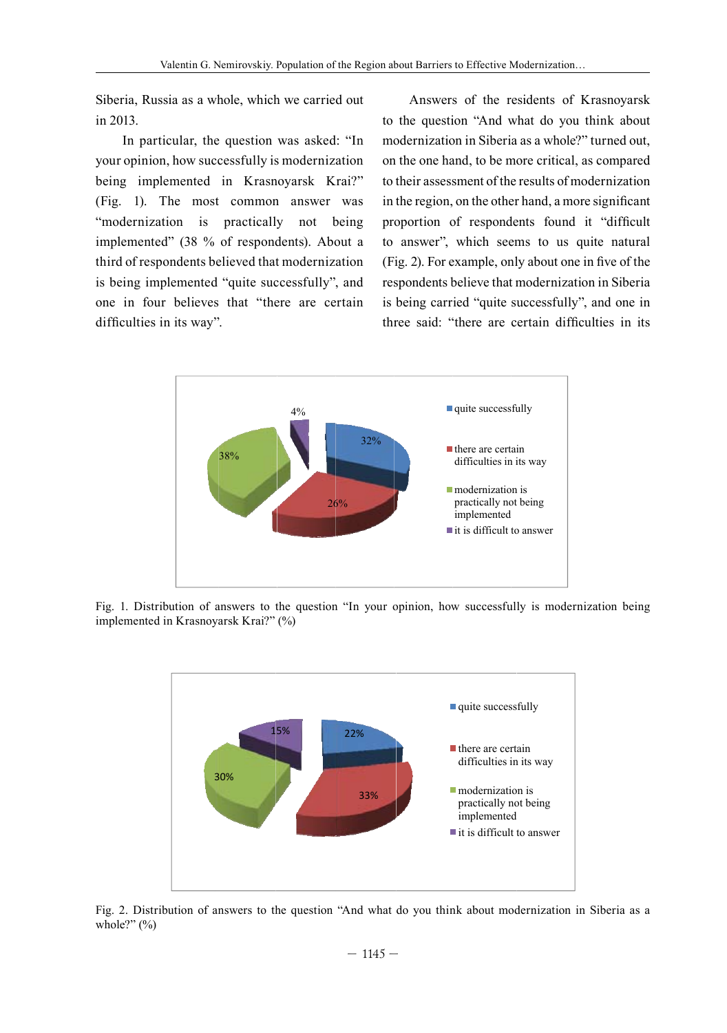Siberia, Russia as a whole, which we carried out in 2013.

In particular, the question was asked: "In your opinion, how successfully is modernization being implemented in Krasnoyarsk Krai?" (Fig. 1). The most common answer was "modernization is practically not being implemented" (38 % of respondents). About a third of respondents believed that modernization is being implemented "quite successfully", and one in four believes that "there are certain difficulties in its way".

Answers of the residents of Krasnoyarsk to the question "And what do you think about modernization in Siberia as a whole?" turned out, on the one hand, to be more critical, as compared to their assessment of the results of modernization in the region, on the other hand, a more significant proportion of respondents found it "difficult to answer", which seems to us quite natural (Fig. 2). For example, only about one in five of the respondents believe that modernization in Siberia is being carried "quite successfully", and one in three said: "there are certain difficulties in its

Fig. 1. Distribution of answers to the question "In your opinion, how successfully is modernization being implemented in Krasnoyarsk Krai?" (%)

Fig. 2. Distribution of answers to the question "And what do you think about modernization in Siberia as a whole?" (%)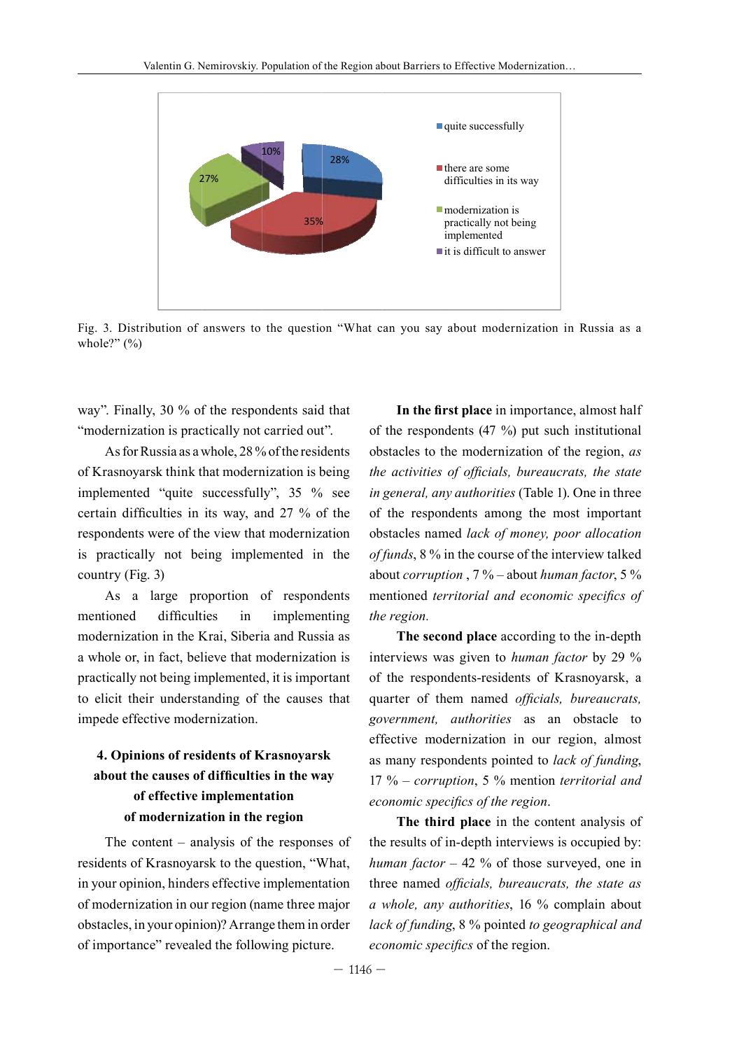Fig. 3. Distribution of answers to the question "What can you say about modernization in Russia as a whole?" (%)

way". Finally, 30 % of the respondents said that "modernization is practically not carried out".

As for Russia as a whole, 28 % of the residents of Krasnoyarsk think that modernization is being implemented "quite successfully", 35 % see certain difficulties in its way, and 27 % of the respondents were of the view that modernization is practically not being implemented in the country (Fig. 3)

As a large proportion of respondents mentioned difficulties in implementing modernization in the Krai, Siberia and Russia as a whole or, in fact, believe that modernization is practically not being implemented, it is important to elicit their understanding of the causes that impede effective modernization.

## 4. Opinions of residents of Krasnoyarsk about the causes of difficulties in the way of effective implementation of modernization in the region

The content – analysis of the responses of residents of Krasnoyarsk to the question, "What, in your opinion, hinders effective implementation of modernization in our region (name three major obstacles, in your opinion)? Arrange them in order of importance" revealed the following picture.

**In the first place** in importance, almost half of the respondents (47 %) put such institutional obstacles to the modernization of the region, *as the activities of officials, bureaucrats, the state in general, any authorities* (Table 1). One in three of the respondents among the most important obstacles named *lack of money, poor allocation of funds*, 8 % in the course of the interview talked about *corruption* , 7 % – about *human factor*, 5 % mentioned *territorial and economic specifics of the region.*

**The second place** according to the in-depth interviews was given to *human factor* by 29 % of the respondents-residents of Krasnoyarsk, a quarter of them named *officials, bureaucrats, government, authorities* as an obstacle to effective modernization in our region, almost as many respondents pointed to *lack of funding*, 17 % – *corruption*, 5 % mention *territorial and economic specifics of the region*.

**The third place** in the content analysis of the results of in-depth interviews is occupied by: *human factor* – 42 % of those surveyed, one in three named *officials, bureaucrats, the state as a whole, any authorities*, 16 % complain about *lack of funding*, 8 % pointed *to geographical and economic specifics* of the region.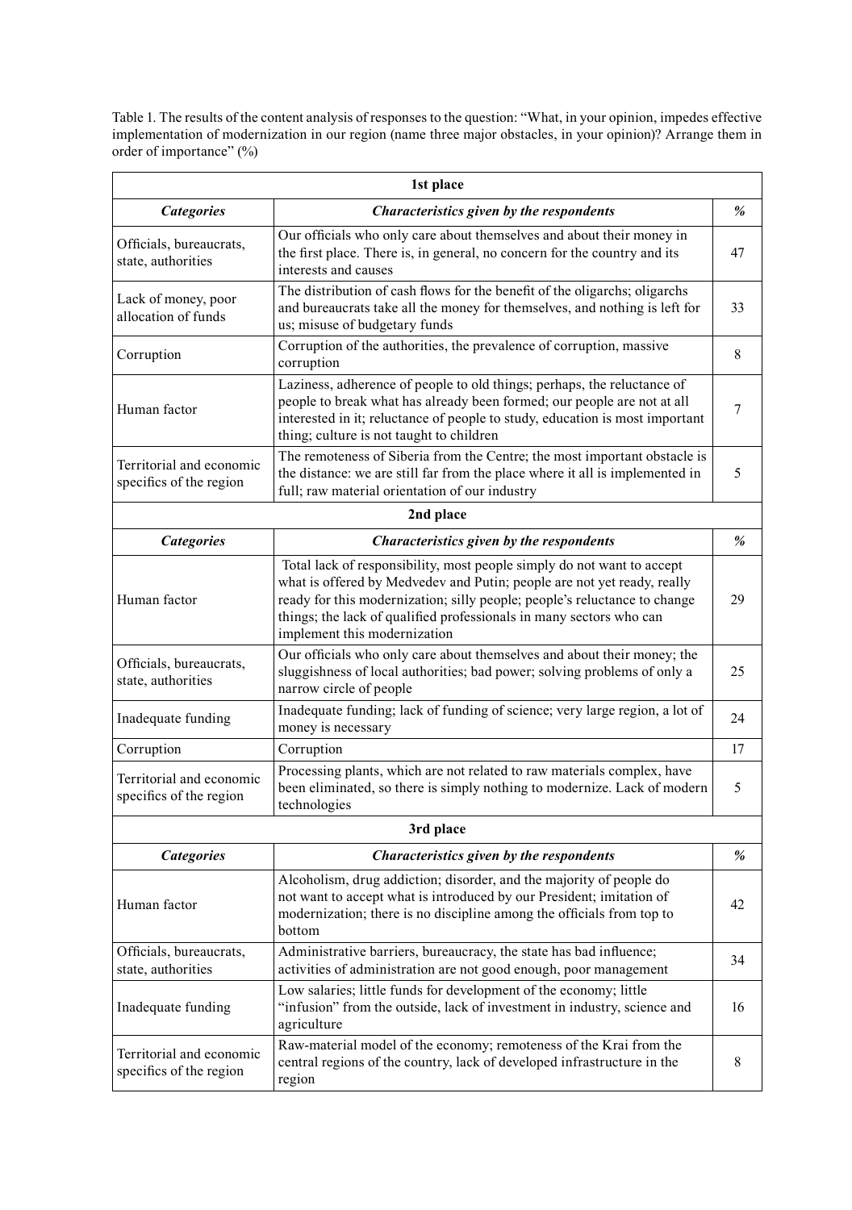Table 1. The results of the content analysis of responses to the question: "What, in your opinion, impedes effective implementation of modernization in our region (name three major obstacles, in your opinion)? Arrange them in order of importance" (%)

| **1st place** | | |
|---|---|---|
| ***Categories*** | ***Characteristics given by the respondents*** | ***%*** |
| Officials, bureaucrats, state, authorities | Our officials who only care about themselves and about their money in the first place. There is, in general, no concern for the country and its interests and causes | 47 |
| Lack of money, poor allocation of funds | The distribution of cash flows for the benefit of the oligarchs; oligarchs and bureaucrats take all the money for themselves, and nothing is left for us; misuse of budgetary funds | 33 |
| Corruption | Corruption of the authorities, the prevalence of corruption, massive corruption | 8 |
| Human factor | Laziness, adherence of people to old things; perhaps, the reluctance of people to break what has already been formed; our people are not at all interested in it; reluctance of people to study, education is most important thing; culture is not taught to children | 7 |
| Territorial and economic specifics of the region | The remoteness of Siberia from the Centre; the most important obstacle is the distance: we are still far from the place where it all is implemented in full; raw material orientation of our industry | 5 |
| **2nd place** | | |
| ***Categories*** | ***Characteristics given by the respondents*** | ***%*** |
| Human factor | Total lack of responsibility, most people simply do not want to accept what is offered by Medvedev and Putin; people are not yet ready, really ready for this modernization; silly people; people's reluctance to change things; the lack of qualified professionals in many sectors who can implement this modernization | 29 |
| Officials, bureaucrats, state, authorities | Our officials who only care about themselves and about their money; the sluggishness of local authorities; bad power; solving problems of only a narrow circle of people | 25 |
| Inadequate funding | Inadequate funding; lack of funding of science; very large region, a lot of money is necessary | 24 |
| Corruption | Corruption | 17 |
| Territorial and economic specifics of the region | Processing plants, which are not related to raw materials complex, have been eliminated, so there is simply nothing to modernize. Lack of modern technologies | 5 |
| **3rd place** | | |
| ***Categories*** | ***Characteristics given by the respondents*** | ***%*** |
| Human factor | Alcoholism, drug addiction; disorder, and the majority of people do not want to accept what is introduced by our President; imitation of modernization; there is no discipline among the officials from top to bottom | 42 |
| Officials, bureaucrats, state, authorities | Administrative barriers, bureaucracy, the state has bad influence; activities of administration are not good enough, poor management | 34 |
| Inadequate funding | Low salaries; little funds for development of the economy; little "infusion" from the outside, lack of investment in industry, science and agriculture | 16 |
| Territorial and economic specifics of the region | Raw-material model of the economy; remoteness of the Krai from the central regions of the country, lack of developed infrastructure in the region | 8 |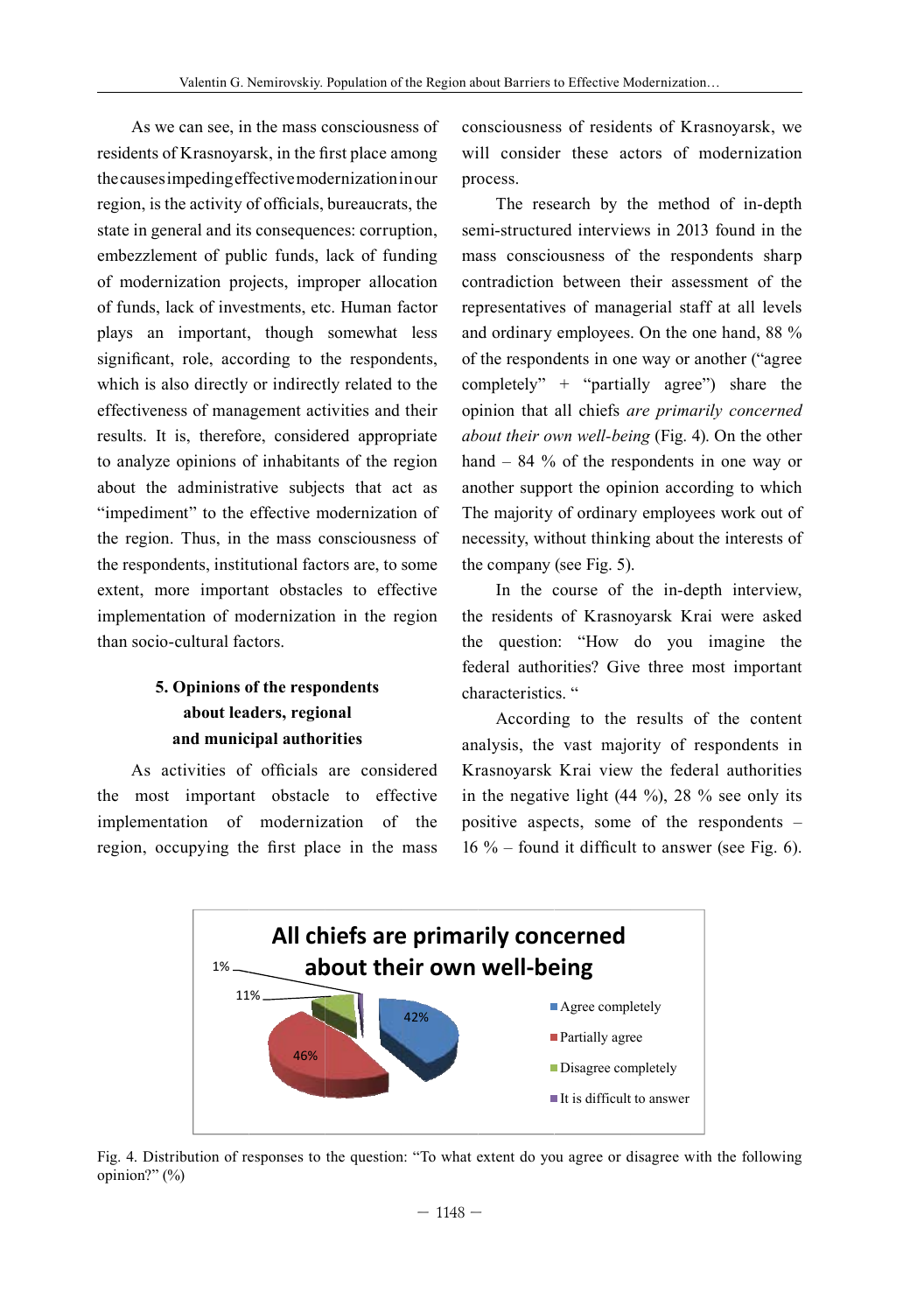As we can see, in the mass consciousness of residents of Krasnoyarsk, in the first place among the causes impeding effective modernization in our region, is the activity of officials, bureaucrats, the state in general and its consequences: corruption, embezzlement of public funds, lack of funding of modernization projects, improper allocation of funds, lack of investments, etc. Human factor plays an important, though somewhat less significant, role, according to the respondents, which is also directly or indirectly related to the effectiveness of management activities and their results. It is, therefore, considered appropriate to analyze opinions of inhabitants of the region about the administrative subjects that act as "impediment" to the effective modernization of the region. Thus, in the mass consciousness of the respondents, institutional factors are, to some extent, more important obstacles to effective implementation of modernization in the region than socio-cultural factors.

## 5. Opinions of the respondents about leaders, regional and municipal authorities

As activities of officials are considered the most important obstacle to effective implementation of modernization of the region, occupying the first place in the mass consciousness of residents of Krasnoyarsk, we will consider these actors of modernization process.

The research by the method of in-depth semi-structured interviews in 2013 found in the mass consciousness of the respondents sharp contradiction between their assessment of the representatives of managerial staff at all levels and ordinary employees. On the one hand, 88 % of the respondents in one way or another ("agree completely" + "partially agree") share the opinion that all chiefs *are primarily concerned about their own well-being* (Fig. 4). On the other hand – 84 % of the respondents in one way or another support the opinion according to which The majority of ordinary employees work out of necessity, without thinking about the interests of the company (see Fig. 5).

In the course of the in-depth interview, the residents of Krasnoyarsk Krai were asked the question: "How do you imagine the federal authorities? Give three most important characteristics. "

According to the results of the content analysis, the vast majority of respondents in Krasnoyarsk Krai view the federal authorities in the negative light (44 %), 28 % see only its positive aspects, some of the respondents – 16 % – found it difficult to answer (see Fig. 6).

**All chiefs are primarily concerned about their own well-being**

| Response | % |
|---|---|
| Agree completely | 42% |
| Partially agree | 46% |
| Disagree completely | 11% |
| It is difficult to answer | 1% |

Fig. 4. Distribution of responses to the question: "To what extent do you agree or disagree with the following opinion?" (%)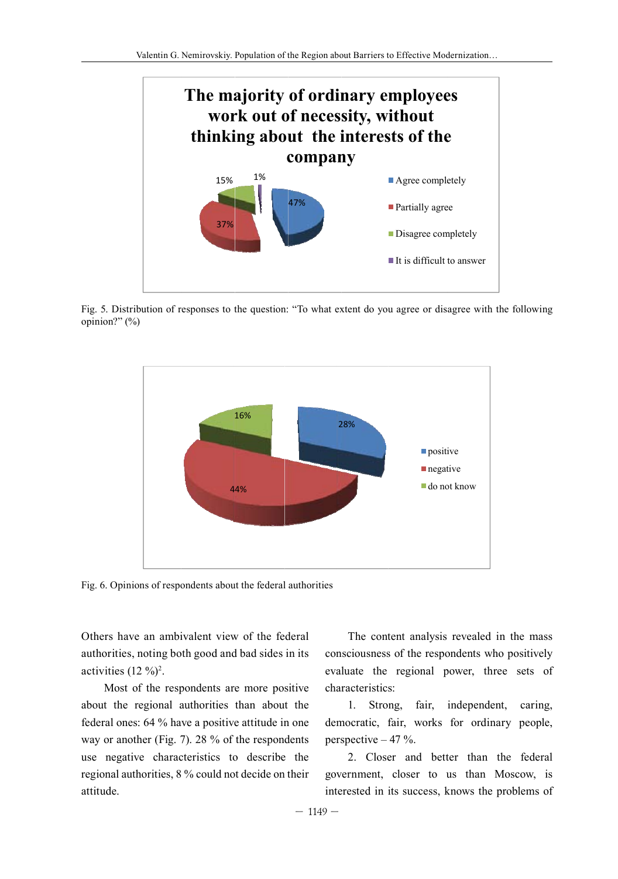Fig. 5. Distribution of responses to the question: "To what extent do you agree or disagree with the following opinion?" (%)

Fig. 6. Opinions of respondents about the federal authorities

Others have an ambivalent view of the federal authorities, noting both good and bad sides in its activities (12 %)[2].

Most of the respondents are more positive about the regional authorities than about the federal ones: 64 % have a positive attitude in one way or another (Fig. 7). 28 % of the respondents use negative characteristics to describe the regional authorities, 8 % could not decide on their attitude.

The content analysis revealed in the mass consciousness of the respondents who positively evaluate the regional power, three sets of characteristics:

1. Strong, fair, independent, caring, democratic, fair, works for ordinary people, perspective – 47 %.

2. Closer and better than the federal government, closer to us than Moscow, is interested in its success, knows the problems of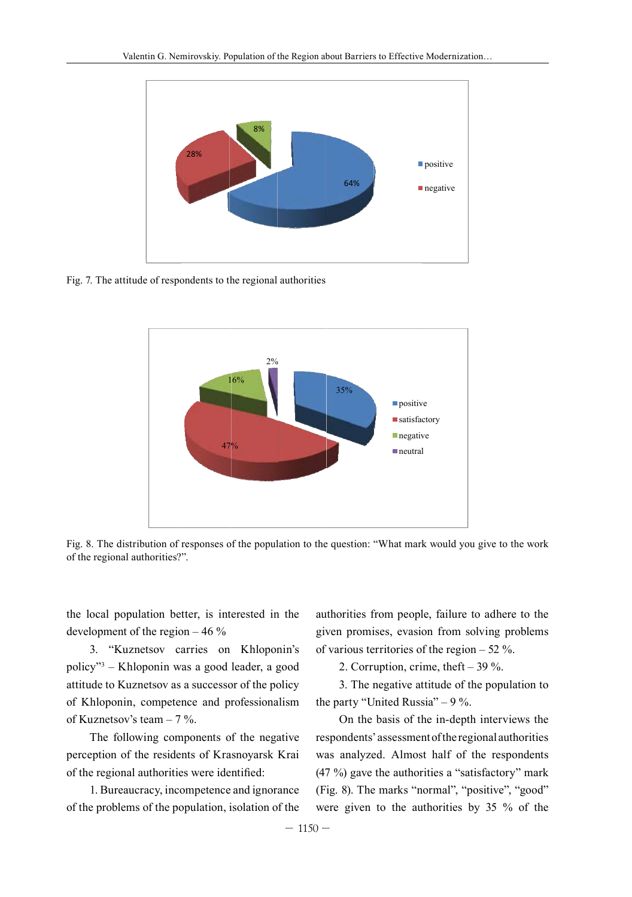Fig. 7. The attitude of respondents to the regional authorities

Fig. 8. The distribution of responses of the population to the question: "What mark would you give to the work of the regional authorities?".

the local population better, is interested in the development of the region – 46 %

3. "Kuznetsov carries on Khloponin's policy"[3] – Khloponin was a good leader, a good attitude to Kuznetsov as a successor of the policy of Khloponin, competence and professionalism of Kuznetsov's team – 7 %.

The following components of the negative perception of the residents of Krasnoyarsk Krai of the regional authorities were identified:

1. Bureaucracy, incompetence and ignorance of the problems of the population, isolation of the authorities from people, failure to adhere to the given promises, evasion from solving problems of various territories of the region – 52 %.

2. Corruption, crime, theft – 39 %.

3. The negative attitude of the population to the party "United Russia" – 9 %.

On the basis of the in-depth interviews the respondents' assessment of the regional authorities was analyzed. Almost half of the respondents (47 %) gave the authorities a "satisfactory" mark (Fig. 8). The marks "normal", "positive", "good" were given to the authorities by 35 % of the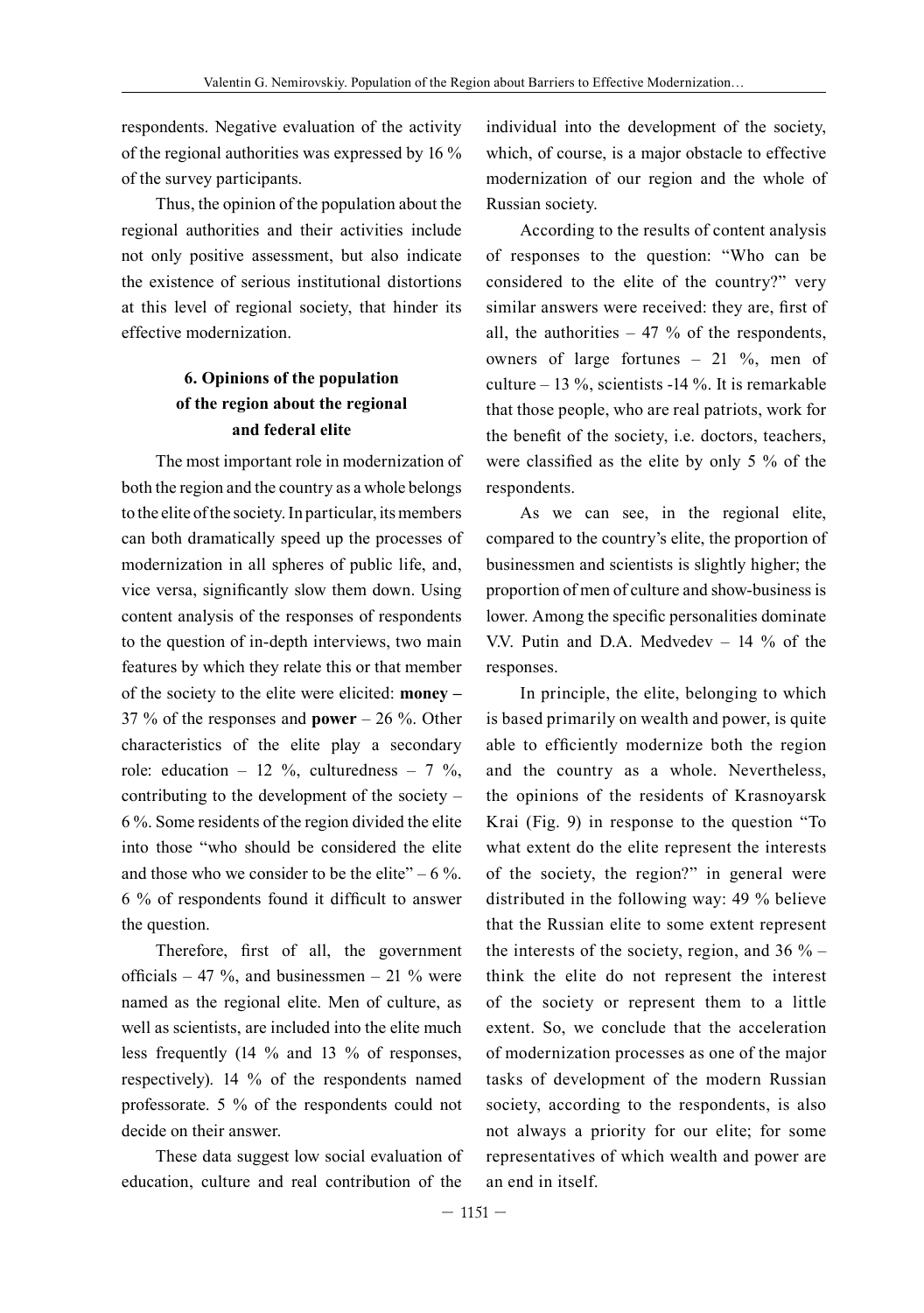respondents. Negative evaluation of the activity of the regional authorities was expressed by 16 % of the survey participants.

Thus, the opinion of the population about the regional authorities and their activities include not only positive assessment, but also indicate the existence of serious institutional distortions at this level of regional society, that hinder its effective modernization.

### 6. Opinions of the population of the region about the regional and federal elite

The most important role in modernization of both the region and the country as a whole belongs to the elite of the society. In particular, its members can both dramatically speed up the processes of modernization in all spheres of public life, and, vice versa, significantly slow them down. Using content analysis of the responses of respondents to the question of in-depth interviews, two main features by which they relate this or that member of the society to the elite were elicited: **money –** 37 % of the responses and **power** – 26 %. Other characteristics of the elite play a secondary role: education – 12 %, culturedness – 7 %, contributing to the development of the society – 6 %. Some residents of the region divided the elite into those "who should be considered the elite and those who we consider to be the elite" – 6 %. 6 % of respondents found it difficult to answer the question.

Therefore, first of all, the government officials – 47 %, and businessmen – 21 % were named as the regional elite. Men of culture, as well as scientists, are included into the elite much less frequently (14 % and 13 % of responses, respectively). 14 % of the respondents named professorate. 5 % of the respondents could not decide on their answer.

These data suggest low social evaluation of education, culture and real contribution of the individual into the development of the society, which, of course, is a major obstacle to effective modernization of our region and the whole of Russian society.

According to the results of content analysis of responses to the question: "Who can be considered to the elite of the country?" very similar answers were received: they are, first of all, the authorities – 47 % of the respondents, owners of large fortunes – 21 %, men of culture – 13 %, scientists -14 %. It is remarkable that those people, who are real patriots, work for the benefit of the society, i.e. doctors, teachers, were classified as the elite by only 5 % of the respondents.

As we can see, in the regional elite, compared to the country's elite, the proportion of businessmen and scientists is slightly higher; the proportion of men of culture and show-business is lower. Among the specific personalities dominate V.V. Putin and D.A. Medvedev – 14 % of the responses.

In principle, the elite, belonging to which is based primarily on wealth and power, is quite able to efficiently modernize both the region and the country as a whole. Nevertheless, the opinions of the residents of Krasnoyarsk Krai (Fig. 9) in response to the question "To what extent do the elite represent the interests of the society, the region?" in general were distributed in the following way: 49 % believe that the Russian elite to some extent represent the interests of the society, region, and 36 % – think the elite do not represent the interest of the society or represent them to a little extent. So, we conclude that the acceleration of modernization processes as one of the major tasks of development of the modern Russian society, according to the respondents, is also not always a priority for our elite; for some representatives of which wealth and power are an end in itself.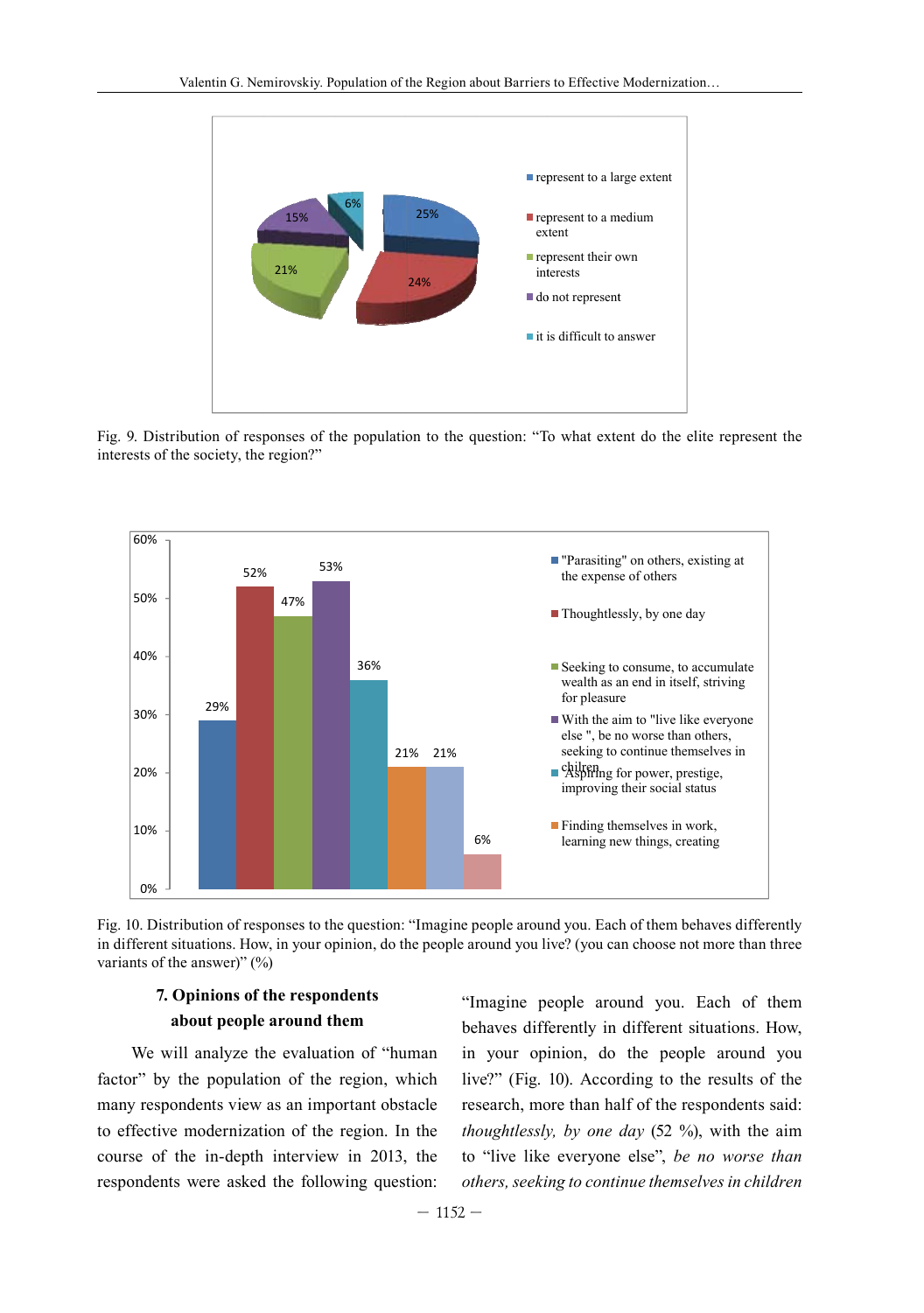Fig. 9. Distribution of responses of the population to the question: "To what extent do the elite represent the interests of the society, the region?"

Fig. 10. Distribution of responses to the question: "Imagine people around you. Each of them behaves differently in different situations. How, in your opinion, do the people around you live? (you can choose not more than three variants of the answer)" (%)

### 7. Opinions of the respondents about people around them

We will analyze the evaluation of "human factor" by the population of the region, which many respondents view as an important obstacle to effective modernization of the region. In the course of the in-depth interview in 2013, the respondents were asked the following question: "Imagine people around you. Each of them behaves differently in different situations. How, in your opinion, do the people around you live?" (Fig. 10). According to the results of the research, more than half of the respondents said: *thoughtlessly, by one day* (52 %), with the aim to "live like everyone else", *be no worse than others, seeking to continue themselves in children*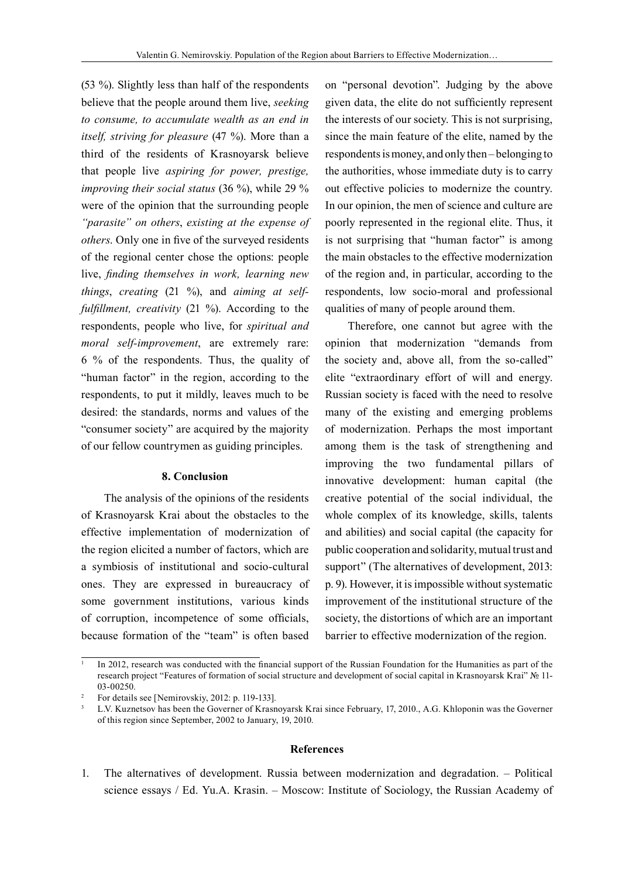(53 %). Slightly less than half of the respondents believe that the people around them live, *seeking to consume, to accumulate wealth as an end in itself, striving for pleasure* (47 %). More than a third of the residents of Krasnoyarsk believe that people live *aspiring for power, prestige, improving their social status* (36 %), while 29 % were of the opinion that the surrounding people *"parasite" on others*, *existing at the expense of others*. Only one in five of the surveyed residents of the regional center chose the options: people live, *finding themselves in work, learning new things*, *creating* (21 %), and *aiming at self-fulfillment, creativity* (21 %). According to the respondents, people who live, for *spiritual and moral self-improvement*, are extremely rare: 6 % of the respondents. Thus, the quality of "human factor" in the region, according to the respondents, to put it mildly, leaves much to be desired: the standards, norms and values of the "consumer society" are acquired by the majority of our fellow countrymen as guiding principles.

## 8. Conclusion

The analysis of the opinions of the residents of Krasnoyarsk Krai about the obstacles to the effective implementation of modernization of the region elicited a number of factors, which are a symbiosis of institutional and socio-cultural ones. They are expressed in bureaucracy of some government institutions, various kinds of corruption, incompetence of some officials, because formation of the "team" is often based on "personal devotion". Judging by the above given data, the elite do not sufficiently represent the interests of our society. This is not surprising, since the main feature of the elite, named by the respondents is money, and only then – belonging to the authorities, whose immediate duty is to carry out effective policies to modernize the country. In our opinion, the men of science and culture are poorly represented in the regional elite. Thus, it is not surprising that "human factor" is among the main obstacles to the effective modernization of the region and, in particular, according to the respondents, low socio-moral and professional qualities of many of people around them.

Therefore, one cannot but agree with the opinion that modernization "demands from the society and, above all, from the so-called" elite "extraordinary effort of will and energy. Russian society is faced with the need to resolve many of the existing and emerging problems of modernization. Perhaps the most important among them is the task of strengthening and improving the two fundamental pillars of innovative development: human capital (the creative potential of the social individual, the whole complex of its knowledge, skills, talents and abilities) and social capital (the capacity for public cooperation and solidarity, mutual trust and support" (The alternatives of development, 2013: p. 9). However, it is impossible without systematic improvement of the institutional structure of the society, the distortions of which are an important barrier to effective modernization of the region.

---

[1] In 2012, research was conducted with the financial support of the Russian Foundation for the Humanities as part of the research project "Features of formation of social structure and development of social capital in Krasnoyarsk Krai" № 11-03-00250.

[2] For details see [Nemirovskiy, 2012: p. 119-133].

[3] L.V. Kuznetsov has been the Governer of Krasnoyarsk Krai since February, 17, 2010., A.G. Khloponin was the Governer of this region since September, 2002 to January, 19, 2010.

## References

1. The alternatives of development. Russia between modernization and degradation. – Political science essays / Ed. Yu.A. Krasin. – Moscow: Institute of Sociology, the Russian Academy of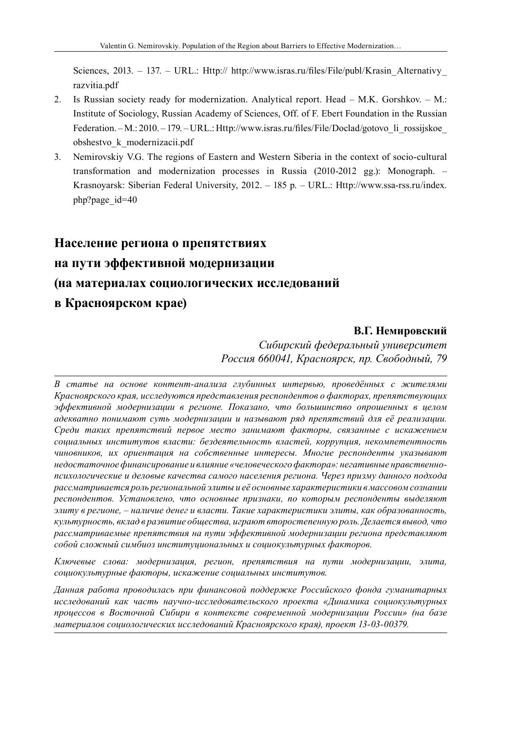Sciences, 2013. – 137. – URL.: Http:// http://www.isras.ru/files/File/publ/Krasin_Alternativy_razvitia.pdf

2. Is Russian society ready for modernization. Analytical report. Head – M.K. Gorshkov. – M.: Institute of Sociology, Russian Academy of Sciences, Off. of F. Ebert Foundation in the Russian Federation. – M.: 2010. – 179. – URL.: Http://www.isras.ru/files/File/Doclad/gotovo_li_rossijskoe_obshestvo_k_modernizacii.pdf
3. Nemirovskiy V.G. The regions of Eastern and Western Siberia in the context of socio-cultural transformation and modernization processes in Russia (2010-2012 gg.): Monograph. – Krasnoyarsk: Siberian Federal University, 2012. – 185 p. – URL.: Http://www.ssa-rss.ru/index.php?page_id=40

## Население региона о препятствиях на пути эффективной модернизации (на материалах социологических исследований в Красноярском крае)

**В.Г. Немировский**

*Сибирский федеральный университет*
*Россия 660041, Красноярск, пр. Свободный, 79*

*В статье на основе контент-анализа глубинных интервью, проведённых с жителями Красноярского края, исследуются представления респондентов о факторах, препятствующих эффективной модернизации в регионе. Показано, что большинство опрошенных в целом адекватно понимают суть модернизации и называют ряд препятствий для её реализации. Среди таких препятствий первое место занимают факторы, связанные с искажением социальных институтов власти: бездеятельность властей, коррупция, некомпетентность чиновников, их ориентация на собственные интересы. Многие респонденты указывают недостаточное финансирование и влияние «человеческого фактора»: негативные нравственно-психологические и деловые качества самого населения региона. Через призму данного подхода рассматривается роль региональной элиты и её основные характеристики в массовом сознании респондентов. Установлено, что основные признаки, по которым респонденты выделяют элиту в регионе, – наличие денег и власти. Такие характеристики элиты, как образованность, культурность, вклад в развитие общества, играют второстепенную роль. Делается вывод, что рассматриваемые препятствия на пути эффективной модернизации региона представляют собой сложный симбиоз институциональных и социокультурных факторов.*

*Ключевые слова: модернизация, регион, препятствия на пути модернизации, элита, социокультурные факторы, искажение социальных институтов.*

*Данная работа проводилась при финансовой поддержке Российского фонда гуманитарных исследований как часть научно-исследовательского проекта «Динамика социокультурных процессов в Восточной Сибири в контексте современной модернизации России» (на базе материалов социологических исследований Красноярского края), проект 13-03-00379.*